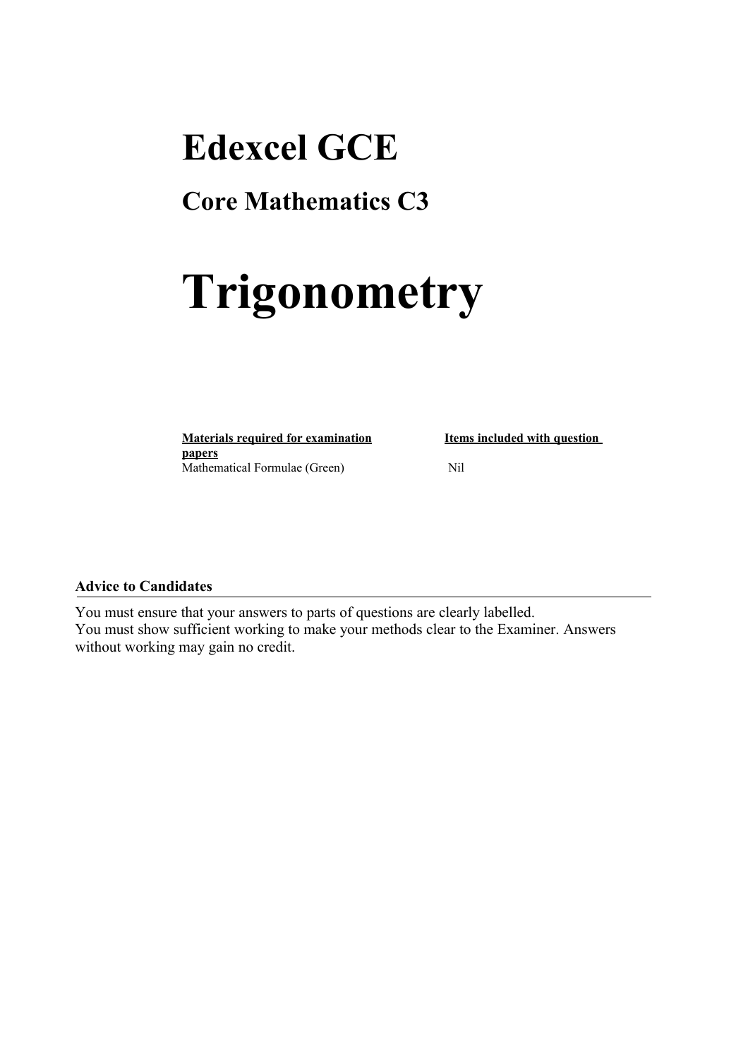# Edexcel GCE

## Core Mathematics C3

# Trigonometry

| **Materials required for examination papers** | **Items included with question** |
|---|---|
| Mathematical Formulae (Green) | Nil |

**Advice to Candidates**

You must ensure that your answers to parts of questions are clearly labelled.
You must show sufficient working to make your methods clear to the Examiner. Answers without working may gain no credit.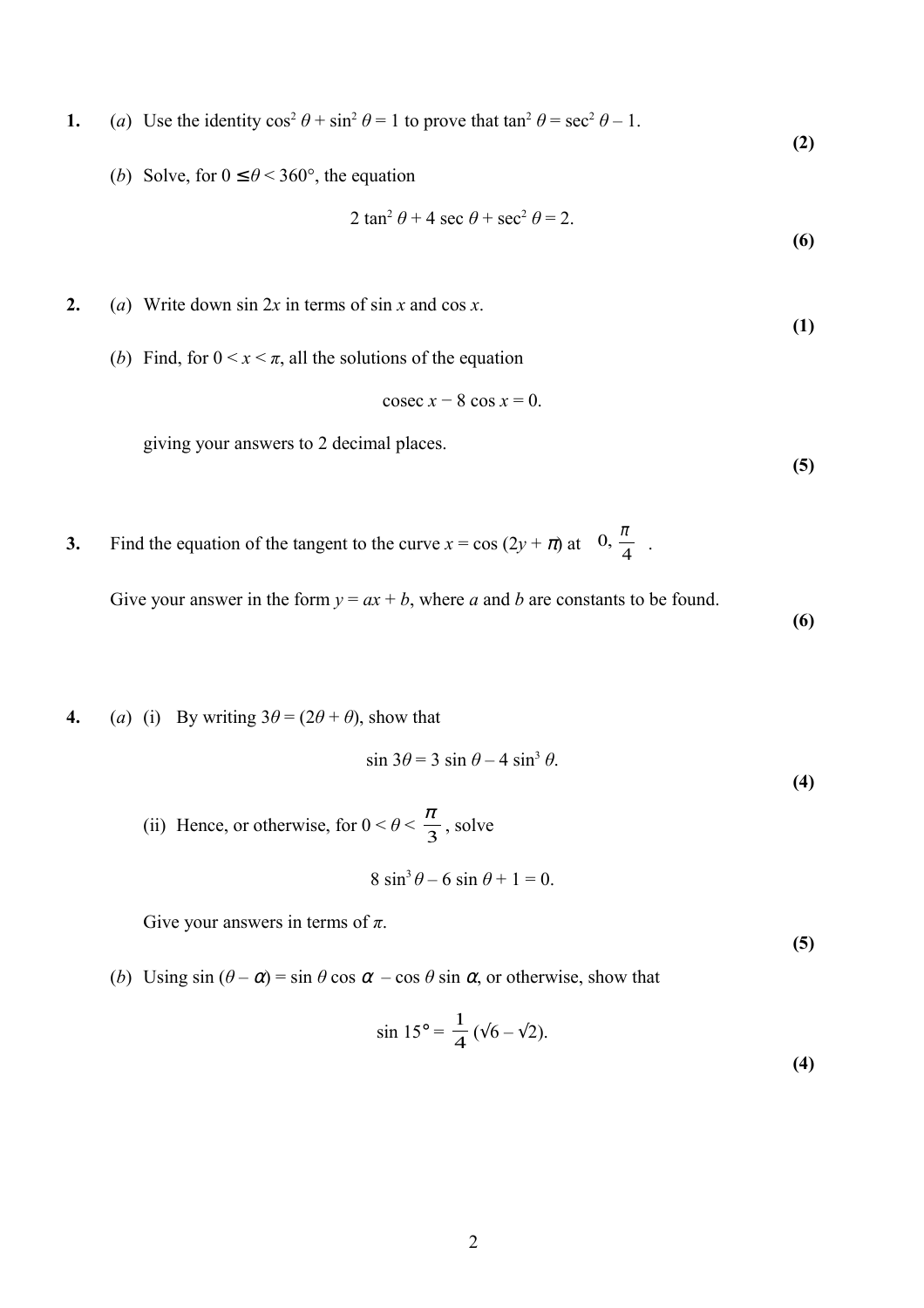**1.** (*a*) Use the identity $\cos^2 \theta + \sin^2 \theta = 1$ to prove that $\tan^2 \theta = \sec^2 \theta - 1$.

**(2)**

(*b*) Solve, for $0 \leq \theta < 360°$, the equation

$$2 \tan^2 \theta + 4 \sec \theta + \sec^2 \theta = 2.$$

**(6)**

**2.** (*a*) Write down $\sin 2x$ in terms of $\sin x$ and $\cos x$.

**(1)**

(*b*) Find, for $0 < x < \pi$, all the solutions of the equation

$$\operatorname{cosec} x - 8 \cos x = 0.$$

giving your answers to 2 decimal places.

**(5)**

**3.** Find the equation of the tangent to the curve $x = \cos(2y + \pi)$ at $\left(0, \frac{\pi}{4}\right)$.

Give your answer in the form $y = ax + b$, where $a$ and $b$ are constants to be found.

**(6)**

**4.** (*a*) (i) By writing $3\theta = (2\theta + \theta)$, show that

$$\sin 3\theta = 3 \sin \theta - 4 \sin^3 \theta.$$

**(4)**

(ii) Hence, or otherwise, for $0 < \theta < \frac{\pi}{3}$, solve

$$8 \sin^3 \theta - 6 \sin \theta + 1 = 0.$$

Give your answers in terms of $\pi$.

**(5)**

(*b*) Using $\sin(\theta - \alpha) = \sin \theta \cos \alpha - \cos \theta \sin \alpha$, or otherwise, show that

$$\sin 15° = \frac{1}{4}(\sqrt{6} - \sqrt{2}).$$

**(4)**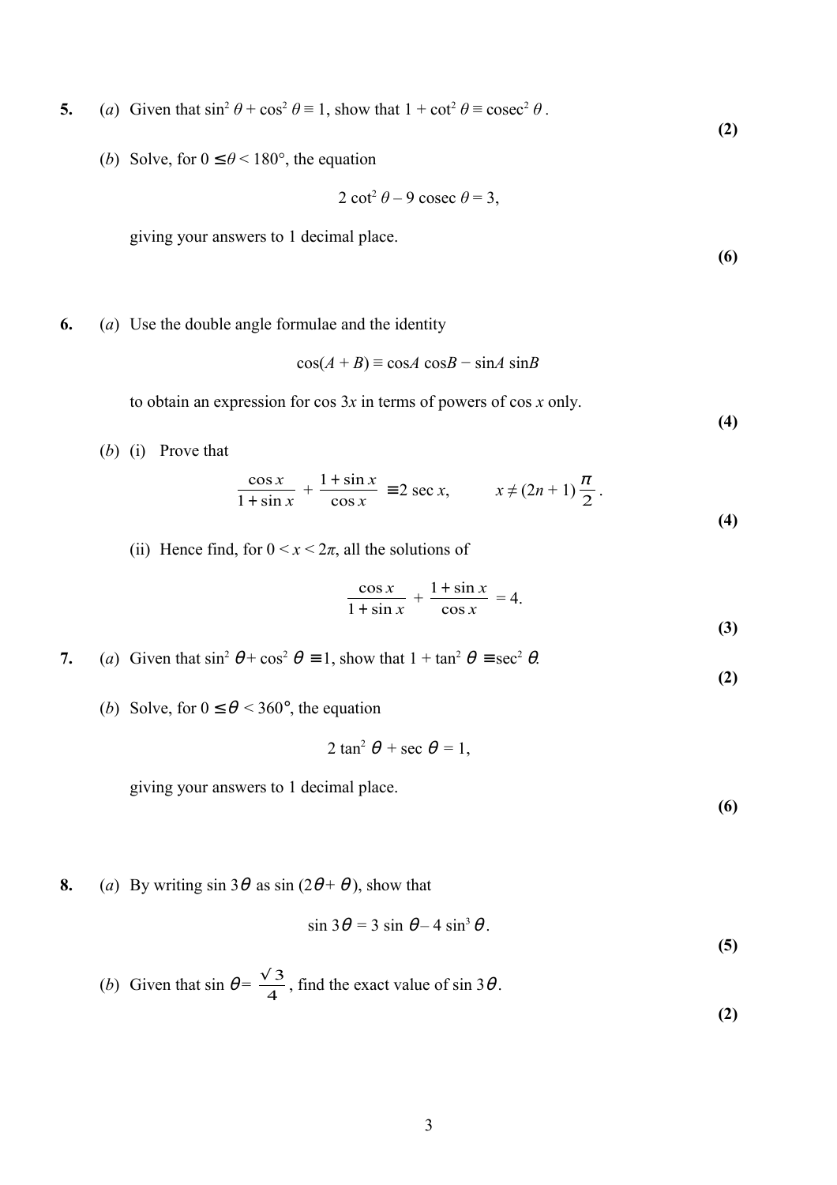**5.** (*a*) Given that $\sin^2 \theta + \cos^2 \theta \equiv 1$, show that $1 + \cot^2 \theta \equiv \text{cosec}^2 \theta$.

**(2)**

(*b*) Solve, for $0 \leq \theta < 180°$, the equation

$$2 \cot^2 \theta - 9 \text{ cosec } \theta = 3,$$

giving your answers to 1 decimal place.

**(6)**

**6.** (*a*) Use the double angle formulae and the identity

$$\cos(A + B) \equiv \cos A \cos B - \sin A \sin B$$

to obtain an expression for $\cos 3x$ in terms of powers of $\cos x$ only.

**(4)**

(*b*) (i) Prove that

$$\frac{\cos x}{1 + \sin x} + \frac{1 + \sin x}{\cos x} \equiv 2 \sec x, \qquad x \neq (2n + 1)\frac{\pi}{2}.$$

**(4)**

(ii) Hence find, for $0 < x < 2\pi$, all the solutions of

$$\frac{\cos x}{1 + \sin x} + \frac{1 + \sin x}{\cos x} = 4.$$

**(3)**

**7.** (*a*) Given that $\sin^2 \theta + \cos^2 \theta \equiv 1$, show that $1 + \tan^2 \theta \equiv \sec^2 \theta$.

**(2)**

(*b*) Solve, for $0 \leq \theta < 360°$, the equation

$$2 \tan^2 \theta + \sec \theta = 1,$$

giving your answers to 1 decimal place.

**(6)**

**8.** (*a*) By writing $\sin 3\theta$ as $\sin (2\theta + \theta)$, show that

$$\sin 3\theta = 3 \sin \theta - 4 \sin^3 \theta.$$

**(5)**

(*b*) Given that $\sin \theta = \frac{\sqrt{3}}{4}$, find the exact value of $\sin 3\theta$.

**(2)**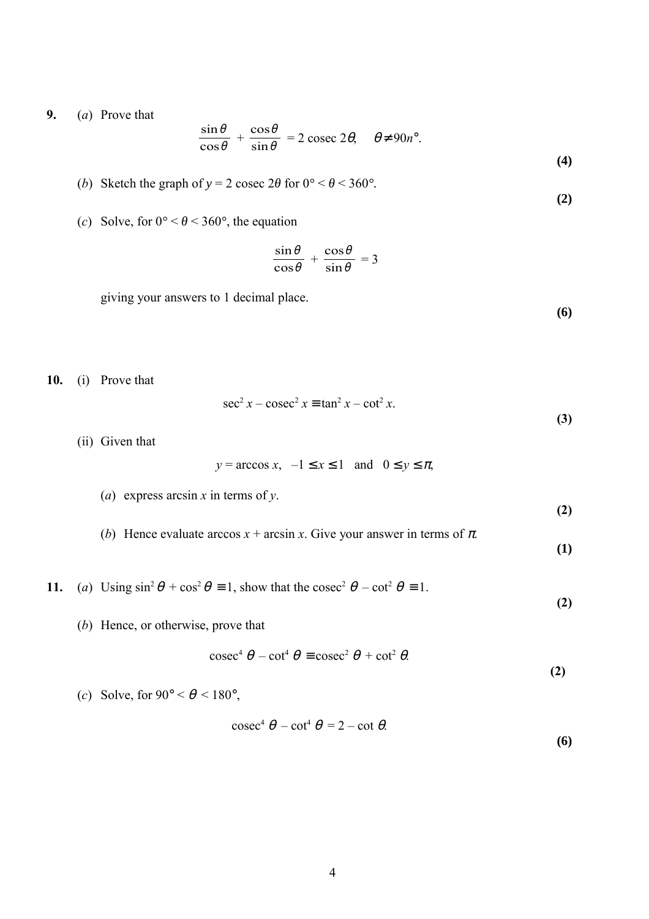**9.** (*a*) Prove that

$$\frac{\sin\theta}{\cos\theta} + \frac{\cos\theta}{\sin\theta} = 2 \text{ cosec } 2\theta, \quad \theta \neq 90n°.$$

**(4)**

(*b*) Sketch the graph of $y = 2 \text{ cosec } 2\theta$ for $0° < \theta < 360°$.

**(2)**

(*c*) Solve, for $0° < \theta < 360°$, the equation

$$\frac{\sin\theta}{\cos\theta} + \frac{\cos\theta}{\sin\theta} = 3$$

giving your answers to 1 decimal place.

**(6)**

**10.** (i) Prove that

$$\sec^2 x - \text{cosec}^2 x \equiv \tan^2 x - \cot^2 x.$$

**(3)**

(ii) Given that

$$y = \arccos x, \quad -1 \leq x \leq 1 \quad \text{and} \quad 0 \leq y \leq \pi,$$

(*a*) express $\arcsin x$ in terms of $y$.

**(2)**

(*b*) Hence evaluate $\arccos x + \arcsin x$. Give your answer in terms of $\pi$.

**(1)**

**11.** (*a*) Using $\sin^2\theta + \cos^2\theta \equiv 1$, show that the $\text{cosec}^2\theta - \cot^2\theta \equiv 1$.

**(2)**

(*b*) Hence, or otherwise, prove that

$$\text{cosec}^4\theta - \cot^4\theta \equiv \text{cosec}^2\theta + \cot^2\theta.$$

**(2)**

(*c*) Solve, for $90° < \theta < 180°$,

$$\text{cosec}^4\theta - \cot^4\theta = 2 - \cot\theta.$$

**(6)**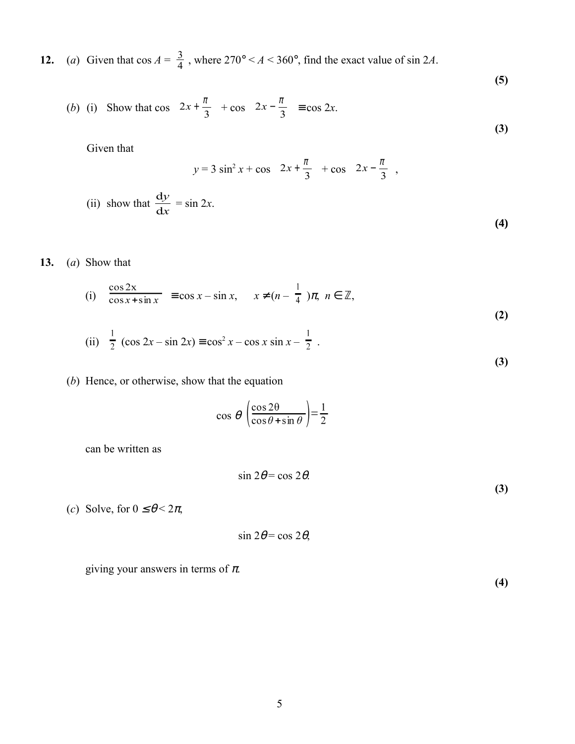**12.** (*a*) Given that $\cos A = \frac{3}{4}$, where $270° < A < 360°$, find the exact value of $\sin 2A$.

**(5)**

(*b*) (i) Show that $\cos\left(2x + \frac{\pi}{3}\right) + \cos\left(2x - \frac{\pi}{3}\right) \equiv \cos 2x$.

**(3)**

Given that

$$y = 3\sin^2 x + \cos\left(2x + \frac{\pi}{3}\right) + \cos\left(2x - \frac{\pi}{3}\right),$$

(ii) show that $\frac{\mathrm{d}y}{\mathrm{d}x} = \sin 2x$.

**(4)**

**13.** (*a*) Show that

(i) $\frac{\cos 2x}{\cos x + \sin x} \equiv \cos x - \sin x, \quad x \neq (n - \frac{1}{4})\pi, \ n \in \mathbb{Z},$

**(2)**

(ii) $\frac{1}{2}(\cos 2x - \sin 2x) \equiv \cos^2 x - \cos x \sin x - \frac{1}{2}$.

**(3)**

(*b*) Hence, or otherwise, show that the equation

$$\cos\theta\left(\frac{\cos 2\theta}{\cos\theta + \sin\theta}\right) = \frac{1}{2}$$

can be written as

$$\sin 2\theta = \cos 2\theta.$$

**(3)**

(*c*) Solve, for $0 \leq \theta < 2\pi$,

$$\sin 2\theta = \cos 2\theta,$$

giving your answers in terms of $\pi$.

**(4)**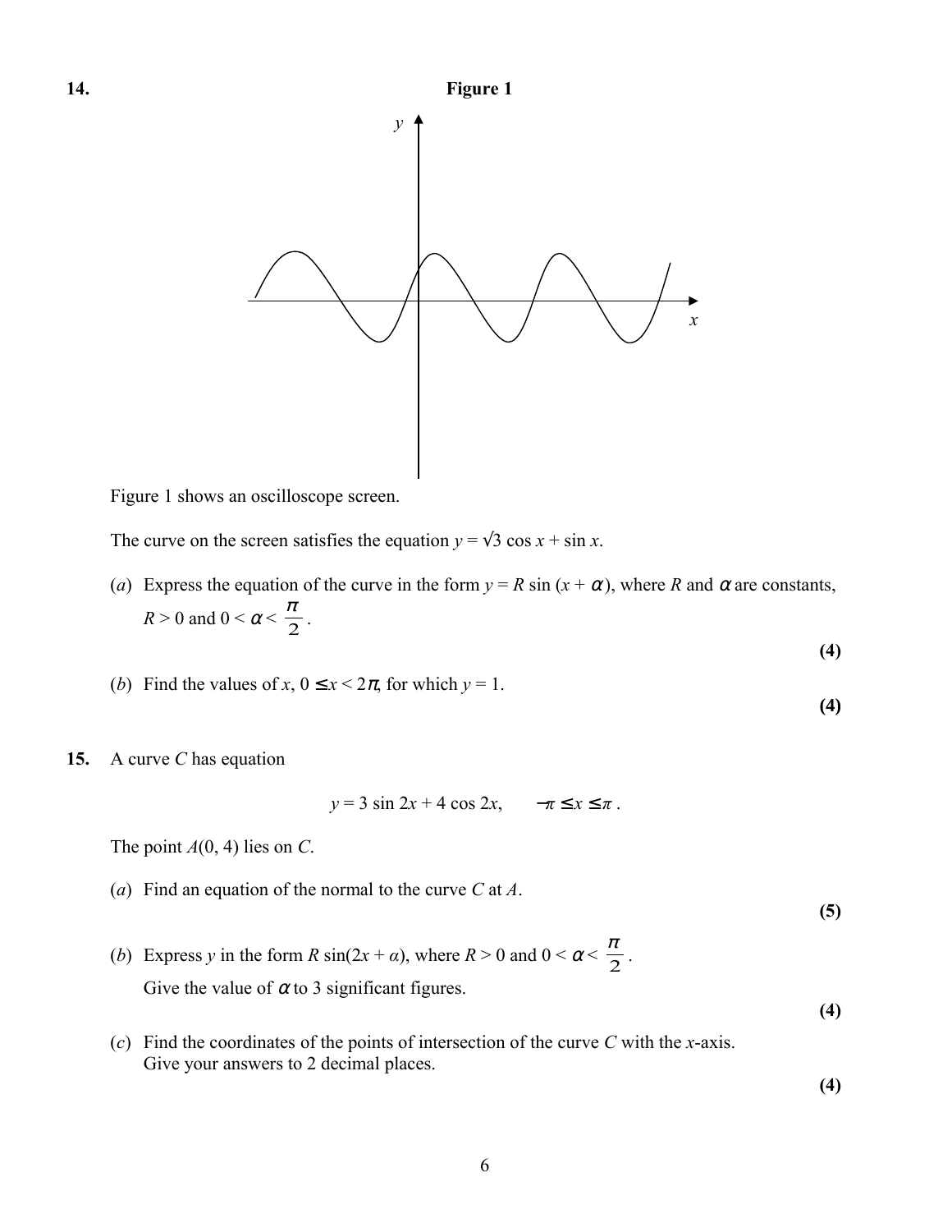**14.**

**Figure 1**

Figure 1 shows an oscilloscope screen.

The curve on the screen satisfies the equation $y = \sqrt{3} \cos x + \sin x$.

(*a*) Express the equation of the curve in the form $y = R \sin (x + \alpha)$, where $R$ and $\alpha$ are constants, $R > 0$ and $0 < \alpha < \dfrac{\pi}{2}$.

**(4)**

(*b*) Find the values of $x$, $0 \leq x < 2\pi$, for which $y = 1$.

**(4)**

**15.** A curve $C$ has equation

$$y = 3 \sin 2x + 4 \cos 2x, \qquad -\pi \leq x \leq \pi .$$

The point $A(0, 4)$ lies on $C$.

(*a*) Find an equation of the normal to the curve $C$ at $A$.

**(5)**

(*b*) Express $y$ in the form $R \sin(2x + \alpha)$, where $R > 0$ and $0 < \alpha < \dfrac{\pi}{2}$.
Give the value of $\alpha$ to 3 significant figures.

**(4)**

(*c*) Find the coordinates of the points of intersection of the curve $C$ with the $x$-axis.
Give your answers to 2 decimal places.

**(4)**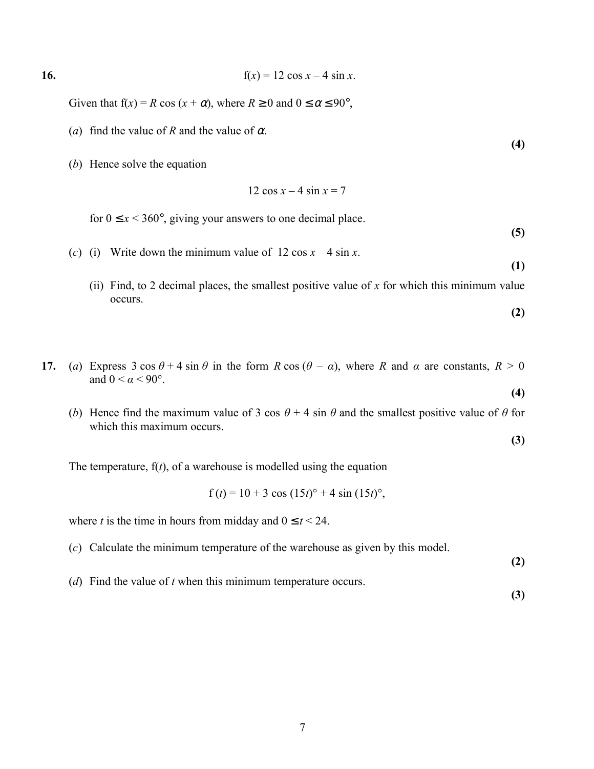**16.** $$\text{f}(x) = 12 \cos x - 4 \sin x.$$

Given that $\text{f}(x) = R \cos (x + \alpha)$, where $R \geq 0$ and $0 \leq \alpha \leq 90°$,

(*a*) find the value of $R$ and the value of $\alpha$. **(4)**

(*b*) Hence solve the equation

$$12 \cos x - 4 \sin x = 7$$

for $0 \leq x < 360°$, giving your answers to one decimal place. **(5)**

(*c*) (i) Write down the minimum value of $12 \cos x - 4 \sin x$. **(1)**

(ii) Find, to 2 decimal places, the smallest positive value of $x$ for which this minimum value occurs. **(2)**

**17.** (*a*) Express $3 \cos \theta + 4 \sin \theta$ in the form $R \cos (\theta - \alpha)$, where $R$ and $\alpha$ are constants, $R > 0$ and $0 < \alpha < 90°$. **(4)**

(*b*) Hence find the maximum value of $3 \cos \theta + 4 \sin \theta$ and the smallest positive value of $\theta$ for which this maximum occurs. **(3)**

The temperature, $\text{f}(t)$, of a warehouse is modelled using the equation

$$\text{f}(t) = 10 + 3 \cos (15t)° + 4 \sin (15t)°,$$

where $t$ is the time in hours from midday and $0 \leq t < 24$.

(*c*) Calculate the minimum temperature of the warehouse as given by this model. **(2)**

(*d*) Find the value of $t$ when this minimum temperature occurs. **(3)**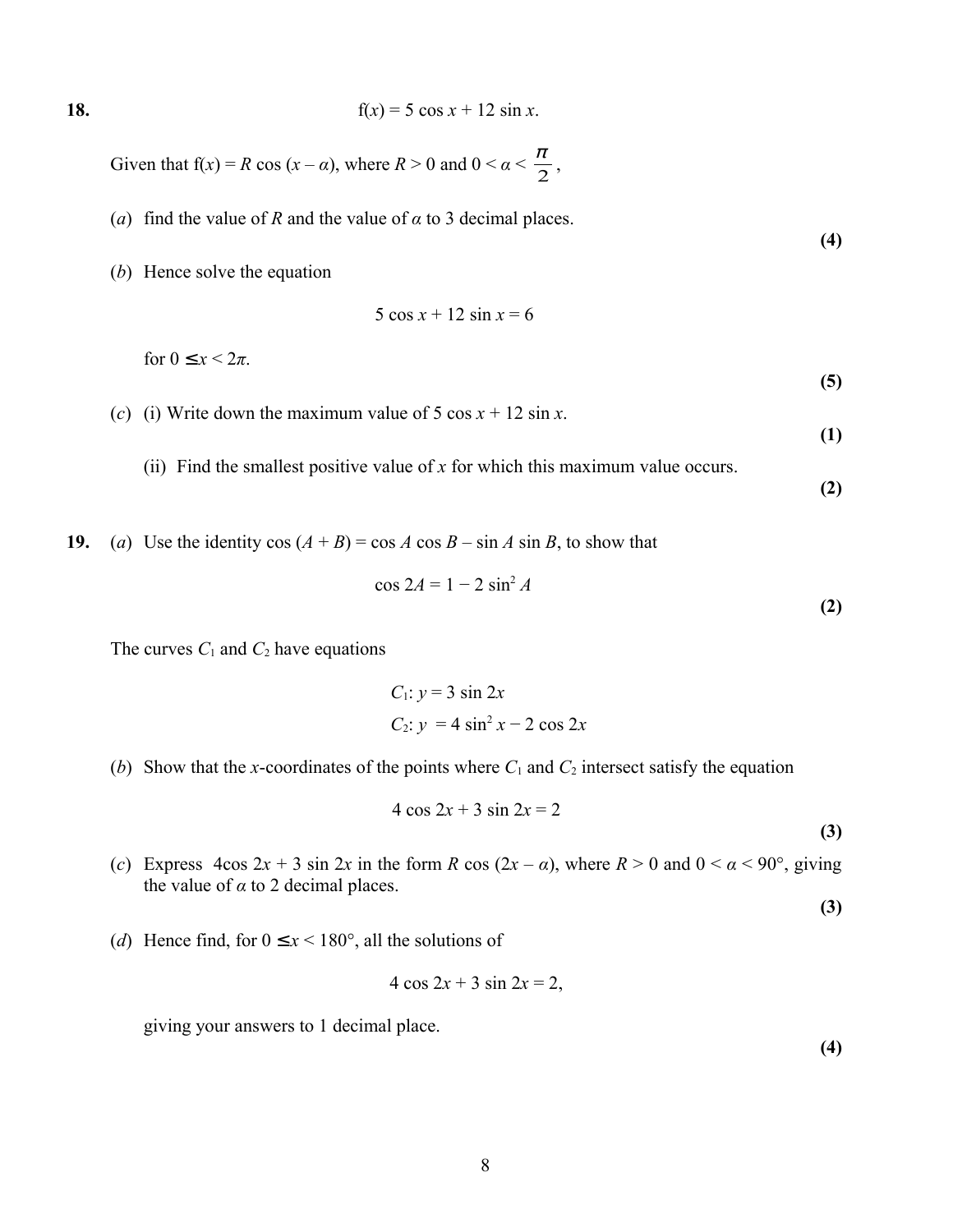**18.**

$$f(x) = 5 \cos x + 12 \sin x.$$

Given that $f(x) = R \cos (x - \alpha)$, where $R > 0$ and $0 < \alpha < \frac{\pi}{2}$,

(*a*) find the value of $R$ and the value of $\alpha$ to 3 decimal places.
**(4)**

(*b*) Hence solve the equation

$$5 \cos x + 12 \sin x = 6$$

for $0 \leq x < 2\pi$.
**(5)**

(*c*) (i) Write down the maximum value of $5 \cos x + 12 \sin x$.
**(1)**

(ii) Find the smallest positive value of $x$ for which this maximum value occurs.
**(2)**

**19.** (*a*) Use the identity $\cos (A + B) = \cos A \cos B - \sin A \sin B$, to show that

$$\cos 2A = 1 - 2 \sin^2 A$$

**(2)**

The curves $C_1$ and $C_2$ have equations

$$C_1: y = 3 \sin 2x$$

$$C_2: y = 4 \sin^2 x - 2 \cos 2x$$

(*b*) Show that the $x$-coordinates of the points where $C_1$ and $C_2$ intersect satisfy the equation

$$4 \cos 2x + 3 \sin 2x = 2$$

**(3)**

(*c*) Express $4\cos 2x + 3 \sin 2x$ in the form $R \cos (2x - \alpha)$, where $R > 0$ and $0 < \alpha < 90°$, giving the value of $\alpha$ to 2 decimal places.
**(3)**

(*d*) Hence find, for $0 \leq x < 180°$, all the solutions of

$$4 \cos 2x + 3 \sin 2x = 2,$$

giving your answers to 1 decimal place.
**(4)**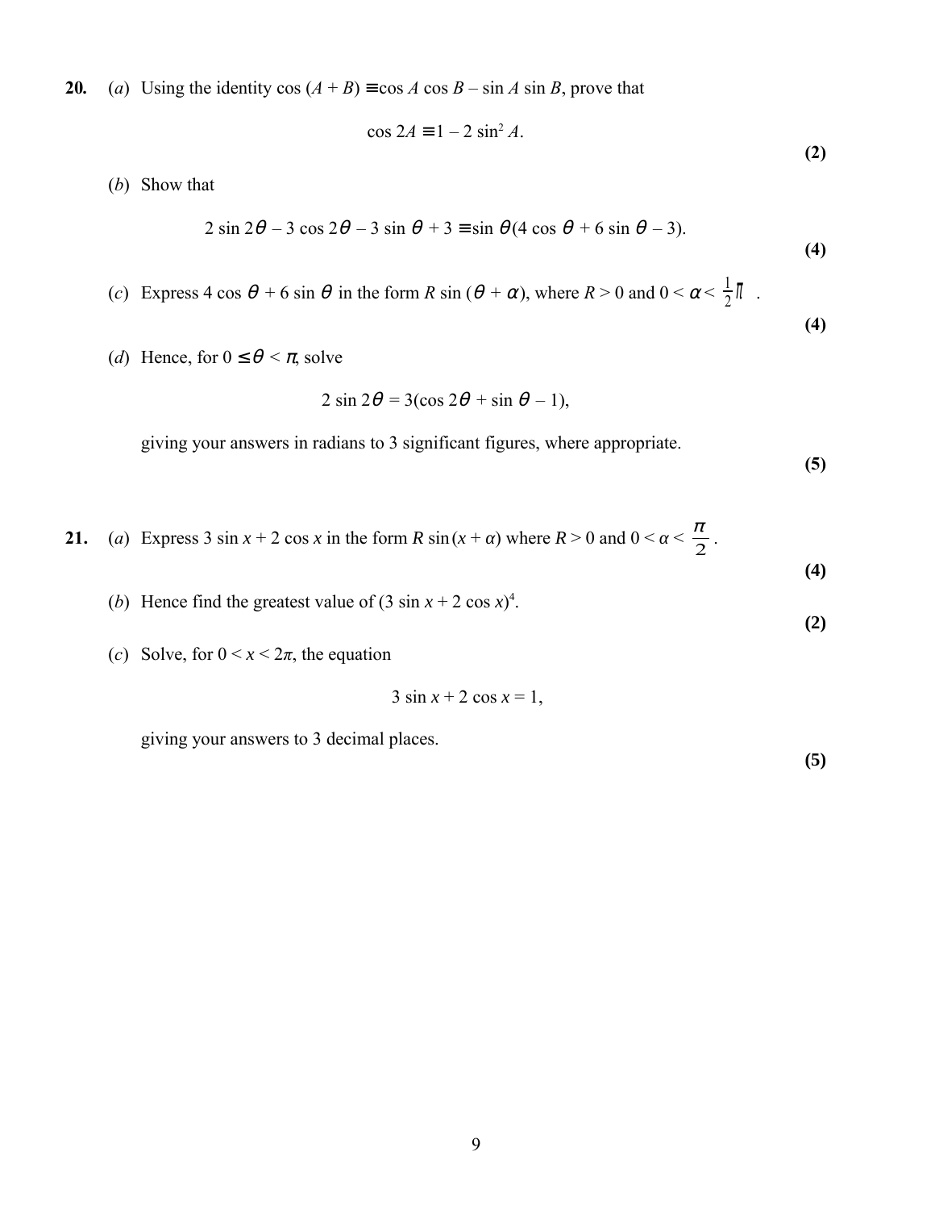**20.** (*a*) Using the identity $\cos(A + B) \equiv \cos A \cos B - \sin A \sin B$, prove that

$$\cos 2A \equiv 1 - 2\sin^2 A.$$

**(2)**

(*b*) Show that

$$2\sin 2\theta - 3\cos 2\theta - 3\sin\theta + 3 \equiv \sin\theta(4\cos\theta + 6\sin\theta - 3).$$

**(4)**

(*c*) Express $4\cos\theta + 6\sin\theta$ in the form $R\sin(\theta + \alpha)$, where $R > 0$ and $0 < \alpha < \frac{1}{2}\pi$.

**(4)**

(*d*) Hence, for $0 \leq \theta < \pi$, solve

$$2\sin 2\theta = 3(\cos 2\theta + \sin\theta - 1),$$

giving your answers in radians to 3 significant figures, where appropriate.

**(5)**

**21.** (*a*) Express $3\sin x + 2\cos x$ in the form $R\sin(x + \alpha)$ where $R > 0$ and $0 < \alpha < \dfrac{\pi}{2}$.

**(4)**

(*b*) Hence find the greatest value of $(3\sin x + 2\cos x)^4$.

**(2)**

(*c*) Solve, for $0 < x < 2\pi$, the equation

$$3\sin x + 2\cos x = 1,$$

giving your answers to 3 decimal places.

**(5)**